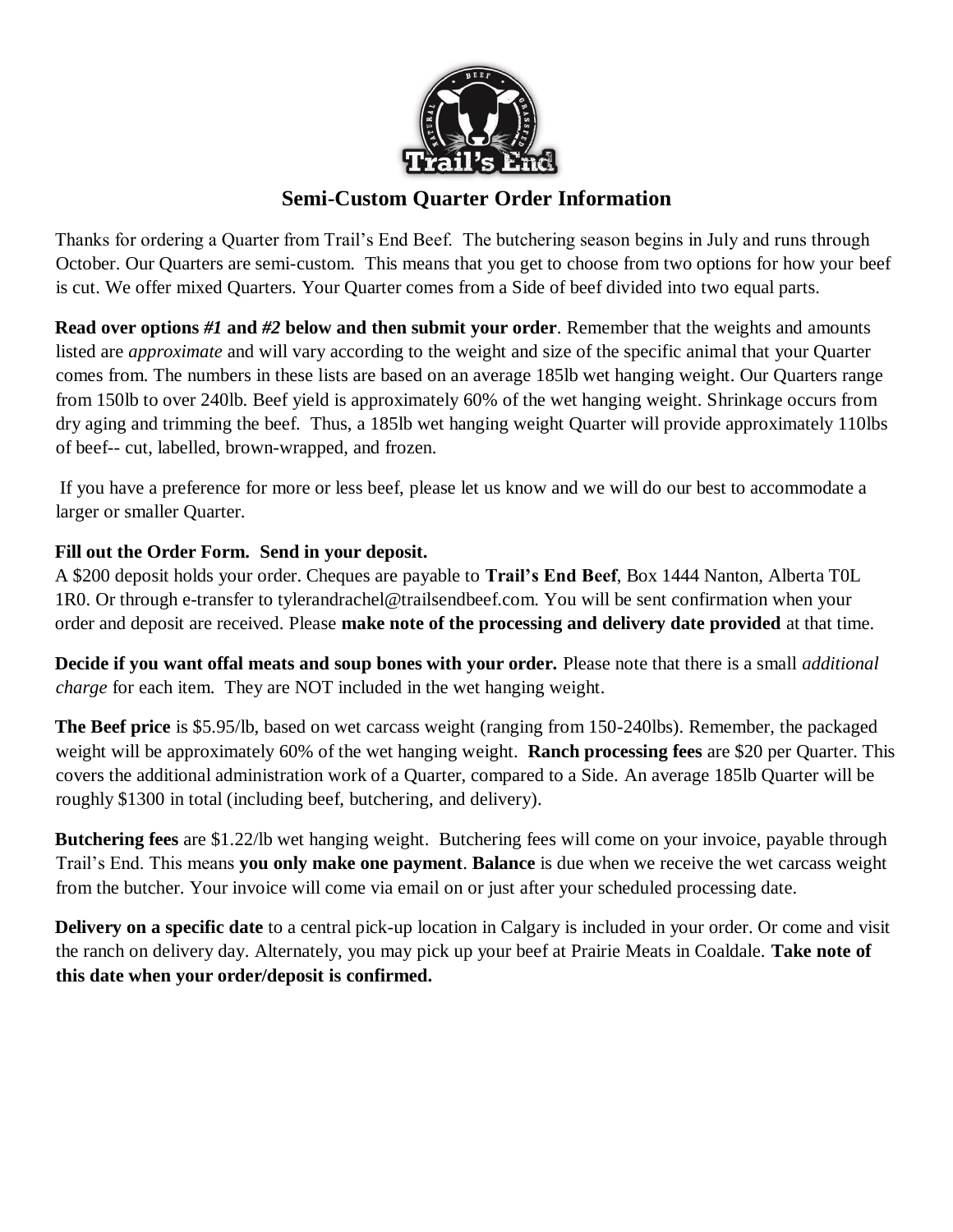## Semi-Custom Quarter Order Information

Thanks for ordering a Quarter from Trail's End Beef. The butchering season begins in July and runs through October. Our Quarters are semi-custom. This means that you get to choose from two options for how your beef is cut. We offer mixed Quarters. Your Quarter comes from a Side of beef divided into two equal parts.

**Read over options *#1* and *#2* below and then submit your order**. Remember that the weights and amounts listed are *approximate* and will vary according to the weight and size of the specific animal that your Quarter comes from. The numbers in these lists are based on an average 185lb wet hanging weight. Our Quarters range from 150lb to over 240lb. Beef yield is approximately 60% of the wet hanging weight. Shrinkage occurs from dry aging and trimming the beef. Thus, a 185lb wet hanging weight Quarter will provide approximately 110lbs of beef-- cut, labelled, brown-wrapped, and frozen.

If you have a preference for more or less beef, please let us know and we will do our best to accommodate a larger or smaller Quarter.

**Fill out the Order Form. Send in your deposit.**
A $200 deposit holds your order. Cheques are payable to **Trail's End Beef**, Box 1444 Nanton, Alberta T0L 1R0. Or through e-transfer to tylerandrachel@trailsendbeef.com. You will be sent confirmation when your order and deposit are received. Please **make note of the processing and delivery date provided** at that time.

**Decide if you want offal meats and soup bones with your order.** Please note that there is a small *additional charge* for each item. They are NOT included in the wet hanging weight.

**The Beef price** is $5.95/lb, based on wet carcass weight (ranging from 150-240lbs). Remember, the packaged weight will be approximately 60% of the wet hanging weight. **Ranch processing fees** are $20 per Quarter. This covers the additional administration work of a Quarter, compared to a Side. An average 185lb Quarter will be roughly $1300 in total (including beef, butchering, and delivery).

**Butchering fees** are $1.22/lb wet hanging weight. Butchering fees will come on your invoice, payable through Trail's End. This means **you only make one payment**. **Balance** is due when we receive the wet carcass weight from the butcher. Your invoice will come via email on or just after your scheduled processing date.

**Delivery on a specific date** to a central pick-up location in Calgary is included in your order. Or come and visit the ranch on delivery day. Alternately, you may pick up your beef at Prairie Meats in Coaldale. **Take note of this date when your order/deposit is confirmed.**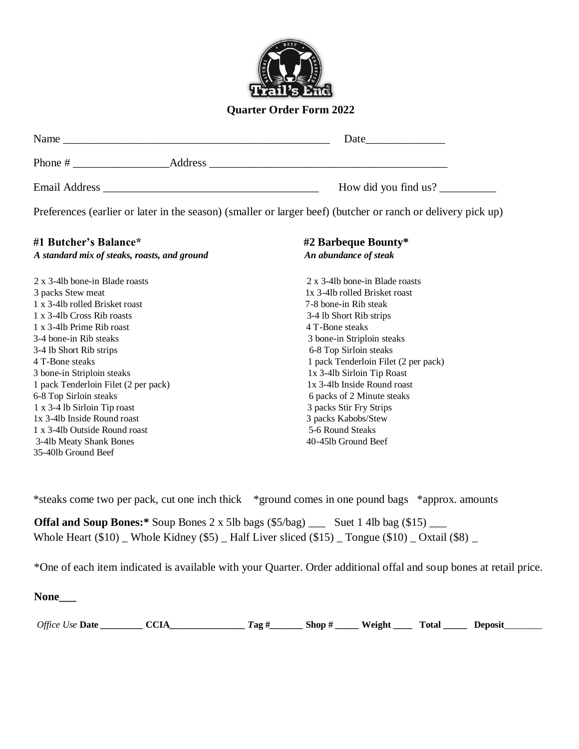## Quarter Order Form 2022

Name ______________________________________________ Date_____________

Phone # ________________Address ________________________________________

Email Address ____________________________________ How did you find us? __________

Preferences (earlier or later in the season) (smaller or larger beef) (butcher or ranch or delivery pick up)

### #1 Butcher's Balance*

*A standard mix of steaks, roasts, and ground*

2 x 3-4lb bone-in Blade roasts
3 packs Stew meat
1 x 3-4lb rolled Brisket roast
1 x 3-4lb Cross Rib roasts
1 x 3-4lb Prime Rib roast
3-4 bone-in Rib steaks
3-4 lb Short Rib strips
4 T-Bone steaks
3 bone-in Striploin steaks
1 pack Tenderloin Filet (2 per pack)
6-8 Top Sirloin steaks
1 x 3-4 lb Sirloin Tip roast
1x 3-4lb Inside Round roast
1 x 3-4lb Outside Round roast
3-4lb Meaty Shank Bones
35-40lb Ground Beef

### #2 Barbeque Bounty*

*An abundance of steak*

2 x 3-4lb bone-in Blade roasts
1x 3-4lb rolled Brisket roast
7-8 bone-in Rib steak
3-4 lb Short Rib strips
4 T-Bone steaks
3 bone-in Striploin steaks
6-8 Top Sirloin steaks
1 pack Tenderloin Filet (2 per pack)
1x 3-4lb Sirloin Tip Roast
1x 3-4lb Inside Round roast
6 packs of 2 Minute steaks
3 packs Stir Fry Strips
3 packs Kabobs/Stew
5-6 Round Steaks
40-45lb Ground Beef

*steaks come two per pack, cut one inch thick *ground comes in one pound bags *approx. amounts

**Offal and Soup Bones:*** Soup Bones 2 x 5lb bags ($5/bag) ___ Suet 1 4lb bag ($15) ___
Whole Heart ($10) _ Whole Kidney ($5) _ Half Liver sliced ($15) _ Tongue ($10) _ Oxtail ($8) _

*One of each item indicated is available with your Quarter. Order additional offal and soup bones at retail price.

**None___**

*Office Use* **Date _________ CCIA________________ *T*ag #_______ Shop # _____ Weight ____ Total _____ Deposit**________